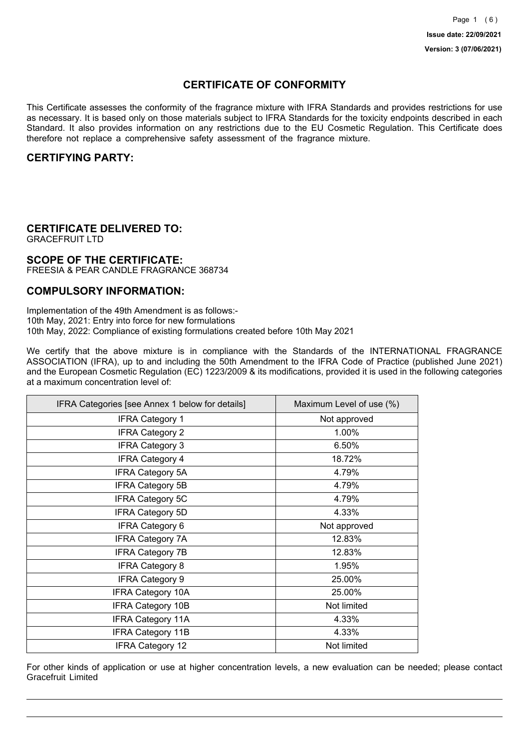Issue date: 22/09/2021

Version: 3 (07/06/2021)

# CERTIFICATE OF CONFORMITY

This Certificate assesses the conformity of the fragrance mixture with IFRA Standards and provides restrictions for use as necessary. It is based only on those materials subject to IFRA Standards for the toxicity endpoints described in each Standard. It also provides information on any restrictions due to the EU Cosmetic Regulation. This Certificate does therefore not replace a comprehensive safety assessment of the fragrance mixture.

## CERTIFYING PARTY:

## CERTIFICATE DELIVERED TO:

GRACEFRUIT LTD

## SCOPE OF THE CERTIFICATE:

FREESIA & PEAR CANDLE FRAGRANCE 368734

## COMPULSORY INFORMATION:

Implementation of the 49th Amendment is as follows:-
10th May, 2021: Entry into force for new formulations
10th May, 2022: Compliance of existing formulations created before 10th May 2021

We certify that the above mixture is in compliance with the Standards of the INTERNATIONAL FRAGRANCE ASSOCIATION (IFRA), up to and including the 50th Amendment to the IFRA Code of Practice (published June 2021) and the European Cosmetic Regulation (EC) 1223/2009 & its modifications, provided it is used in the following categories at a maximum concentration level of:

| IFRA Categories [see Annex 1 below for details] | Maximum Level of use (%) |
|---|---|
| IFRA Category 1 | Not approved |
| IFRA Category 2 | 1.00% |
| IFRA Category 3 | 6.50% |
| IFRA Category 4 | 18.72% |
| IFRA Category 5A | 4.79% |
| IFRA Category 5B | 4.79% |
| IFRA Category 5C | 4.79% |
| IFRA Category 5D | 4.33% |
| IFRA Category 6 | Not approved |
| IFRA Category 7A | 12.83% |
| IFRA Category 7B | 12.83% |
| IFRA Category 8 | 1.95% |
| IFRA Category 9 | 25.00% |
| IFRA Category 10A | 25.00% |
| IFRA Category 10B | Not limited |
| IFRA Category 11A | 4.33% |
| IFRA Category 11B | 4.33% |
| IFRA Category 12 | Not limited |

For other kinds of application or use at higher concentration levels, a new evaluation can be needed; please contact Gracefruit Limited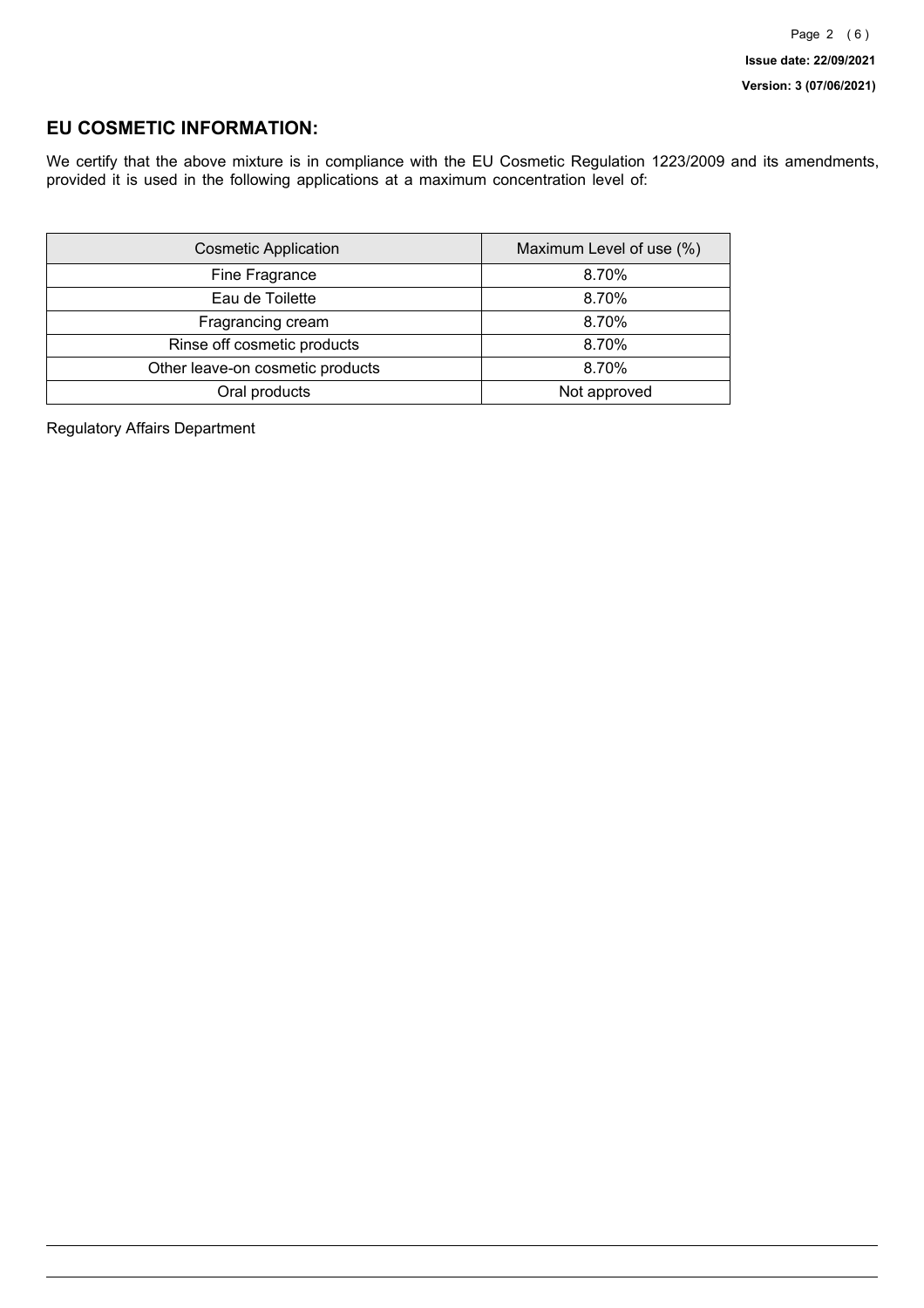## EU COSMETIC INFORMATION:

We certify that the above mixture is in compliance with the EU Cosmetic Regulation 1223/2009 and its amendments, provided it is used in the following applications at a maximum concentration level of:

| Cosmetic Application | Maximum Level of use (%) |
| --- | --- |
| Fine Fragrance | 8.70% |
| Eau de Toilette | 8.70% |
| Fragrancing cream | 8.70% |
| Rinse off cosmetic products | 8.70% |
| Other leave-on cosmetic products | 8.70% |
| Oral products | Not approved |

Regulatory Affairs Department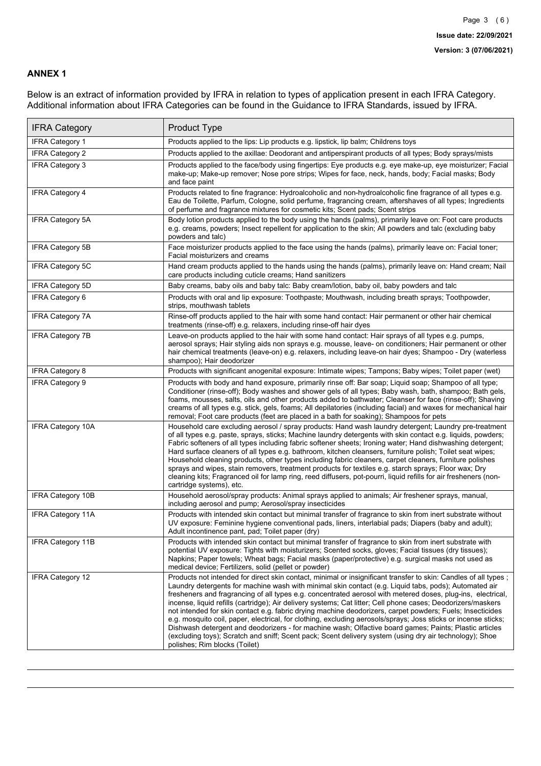## ANNEX 1

Below is an extract of information provided by IFRA in relation to types of application present in each IFRA Category. Additional information about IFRA Categories can be found in the Guidance to IFRA Standards, issued by IFRA.

| IFRA Category | Product Type |
|---|---|
| IFRA Category 1 | Products applied to the lips: Lip products e.g. lipstick, lip balm; Childrens toys |
| IFRA Category 2 | Products applied to the axillae: Deodorant and antiperspirant products of all types; Body sprays/mists |
| IFRA Category 3 | Products applied to the face/body using fingertips: Eye products e.g. eye make-up, eye moisturizer; Facial make-up; Make-up remover; Nose pore strips; Wipes for face, neck, hands, body; Facial masks; Body and face paint |
| IFRA Category 4 | Products related to fine fragrance: Hydroalcoholic and non-hydroalcoholic fine fragrance of all types e.g. Eau de Toilette, Parfum, Cologne, solid perfume, fragrancing cream, aftershaves of all types; Ingredients of perfume and fragrance mixtures for cosmetic kits; Scent pads; Scent strips |
| IFRA Category 5A | Body lotion products applied to the body using the hands (palms), primarily leave on: Foot care products e.g. creams, powders; Insect repellent for application to the skin; All powders and talc (excluding baby powders and talc) |
| IFRA Category 5B | Face moisturizer products applied to the face using the hands (palms), primarily leave on: Facial toner; Facial moisturizers and creams |
| IFRA Category 5C | Hand cream products applied to the hands using the hands (palms), primarily leave on: Hand cream; Nail care products including cuticle creams; Hand sanitizers |
| IFRA Category 5D | Baby creams, baby oils and baby talc: Baby cream/lotion, baby oil, baby powders and talc |
| IFRA Category 6 | Products with oral and lip exposure: Toothpaste; Mouthwash, including breath sprays; Toothpowder, strips, mouthwash tablets |
| IFRA Category 7A | Rinse-off products applied to the hair with some hand contact: Hair permanent or other hair chemical treatments (rinse-off) e.g. relaxers, including rinse-off hair dyes |
| IFRA Category 7B | Leave-on products applied to the hair with some hand contact: Hair sprays of all types e.g. pumps, aerosol sprays; Hair styling aids non sprays e.g. mousse, leave- on conditioners; Hair permanent or other hair chemical treatments (leave-on) e.g. relaxers, including leave-on hair dyes; Shampoo - Dry (waterless shampoo); Hair deodorizer |
| IFRA Category 8 | Products with significant anogenital exposure: Intimate wipes; Tampons; Baby wipes; Toilet paper (wet) |
| IFRA Category 9 | Products with body and hand exposure, primarily rinse off: Bar soap; Liquid soap; Shampoo of all type; Conditioner (rinse-off); Body washes and shower gels of all types; Baby wash, bath, shampoo; Bath gels, foams, mousses, salts, oils and other products added to bathwater; Cleanser for face (rinse-off); Shaving creams of all types e.g. stick, gels, foams; All depilatories (including facial) and waxes for mechanical hair removal; Foot care products (feet are placed in a bath for soaking); Shampoos for pets |
| IFRA Category 10A | Household care excluding aerosol / spray products: Hand wash laundry detergent; Laundry pre-treatment of all types e.g. paste, sprays, sticks; Machine laundry detergents with skin contact e.g. liquids, powders; Fabric softeners of all types including fabric softener sheets; Ironing water; Hand dishwashing detergent; Hard surface cleaners of all types e.g. bathroom, kitchen cleansers, furniture polish; Toilet seat wipes; Household cleaning products, other types including fabric cleaners, carpet cleaners, furniture polishes sprays and wipes, stain removers, treatment products for textiles e.g. starch sprays; Floor wax; Dry cleaning kits; Fragranced oil for lamp ring, reed diffusers, pot-pourri, liquid refills for air fresheners (non-cartridge systems), etc. |
| IFRA Category 10B | Household aerosol/spray products: Animal sprays applied to animals; Air freshener sprays, manual, including aerosol and pump; Aerosol/spray insecticides |
| IFRA Category 11A | Products with intended skin contact but minimal transfer of fragrance to skin from inert substrate without UV exposure: Feminine hygiene conventional pads, liners, interlabial pads; Diapers (baby and adult); Adult incontinence pant, pad; Toilet paper (dry) |
| IFRA Category 11B | Products with intended skin contact but minimal transfer of fragrance to skin from inert substrate with potential UV exposure: Tights with moisturizers; Scented socks, gloves; Facial tissues (dry tissues); Napkins; Paper towels; Wheat bags; Facial masks (paper/protective) e.g. surgical masks not used as medical device; Fertilizers, solid (pellet or powder) |
| IFRA Category 12 | Products not intended for direct skin contact, minimal or insignificant transfer to skin: Candles of all types ; Laundry detergents for machine wash with minimal skin contact (e.g. Liquid tabs, pods); Automated air fresheners and fragrancing of all types e.g. concentrated aerosol with metered doses, plug-ins, electrical, incense, liquid refills (cartridge); Air delivery systems; Cat litter; Cell phone cases; Deodorizers/maskers not intended for skin contact e.g. fabric drying machine deodorizers, carpet powders; Fuels; Insecticides e.g. mosquito coil, paper, electrical, for clothing, excluding aerosols/sprays; Joss sticks or incense sticks; Dishwash detergent and deodorizers - for machine wash; Olfactive board games; Paints; Plastic articles (excluding toys); Scratch and sniff; Scent pack; Scent delivery system (using dry air technology); Shoe polishes; Rim blocks (Toilet) |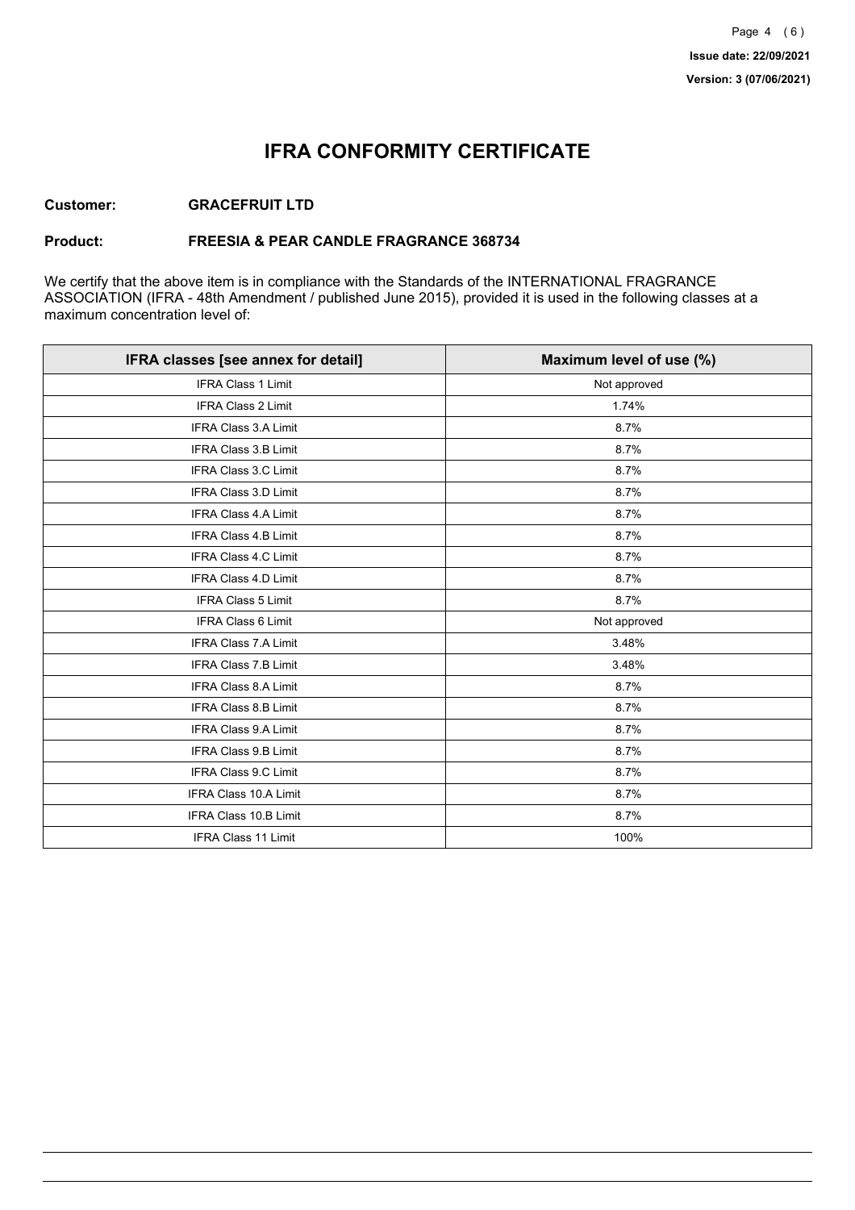# IFRA CONFORMITY CERTIFICATE

**Customer:** **GRACEFRUIT LTD**

**Product:** **FREESIA & PEAR CANDLE FRAGRANCE 368734**

We certify that the above item is in compliance with the Standards of the INTERNATIONAL FRAGRANCE ASSOCIATION (IFRA - 48th Amendment / published June 2015), provided it is used in the following classes at a maximum concentration level of:

| IFRA classes [see annex for detail] | Maximum level of use (%) |
| --- | --- |
| IFRA Class 1 Limit | Not approved |
| IFRA Class 2 Limit | 1.74% |
| IFRA Class 3.A Limit | 8.7% |
| IFRA Class 3.B Limit | 8.7% |
| IFRA Class 3.C Limit | 8.7% |
| IFRA Class 3.D Limit | 8.7% |
| IFRA Class 4.A Limit | 8.7% |
| IFRA Class 4.B Limit | 8.7% |
| IFRA Class 4.C Limit | 8.7% |
| IFRA Class 4.D Limit | 8.7% |
| IFRA Class 5 Limit | 8.7% |
| IFRA Class 6 Limit | Not approved |
| IFRA Class 7.A Limit | 3.48% |
| IFRA Class 7.B Limit | 3.48% |
| IFRA Class 8.A Limit | 8.7% |
| IFRA Class 8.B Limit | 8.7% |
| IFRA Class 9.A Limit | 8.7% |
| IFRA Class 9.B Limit | 8.7% |
| IFRA Class 9.C Limit | 8.7% |
| IFRA Class 10.A Limit | 8.7% |
| IFRA Class 10.B Limit | 8.7% |
| IFRA Class 11 Limit | 100% |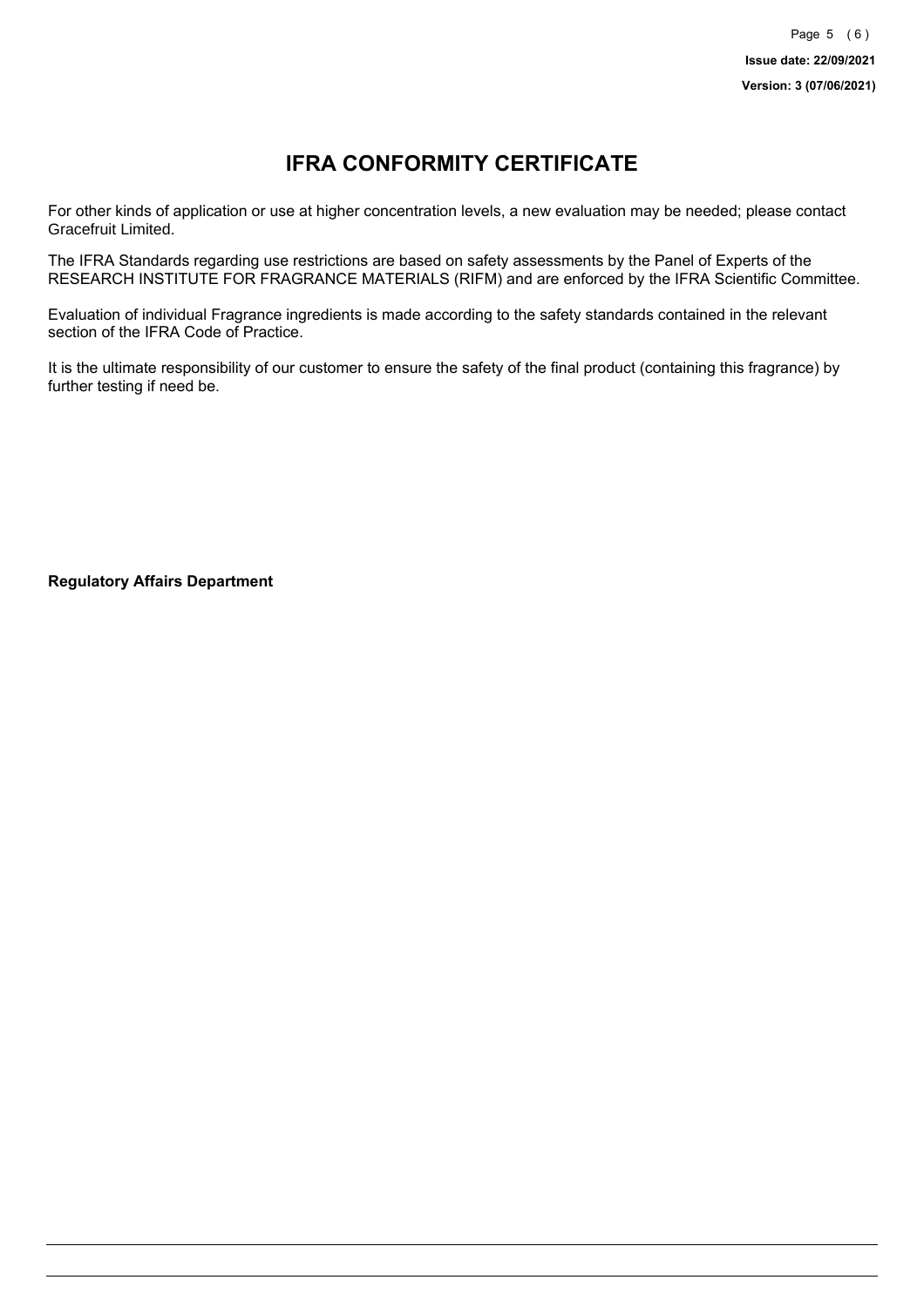# IFRA CONFORMITY CERTIFICATE

For other kinds of application or use at higher concentration levels, a new evaluation may be needed; please contact Gracefruit Limited.

The IFRA Standards regarding use restrictions are based on safety assessments by the Panel of Experts of the RESEARCH INSTITUTE FOR FRAGRANCE MATERIALS (RIFM) and are enforced by the IFRA Scientific Committee.

Evaluation of individual Fragrance ingredients is made according to the safety standards contained in the relevant section of the IFRA Code of Practice.

It is the ultimate responsibility of our customer to ensure the safety of the final product (containing this fragrance) by further testing if need be.

**Regulatory Affairs Department**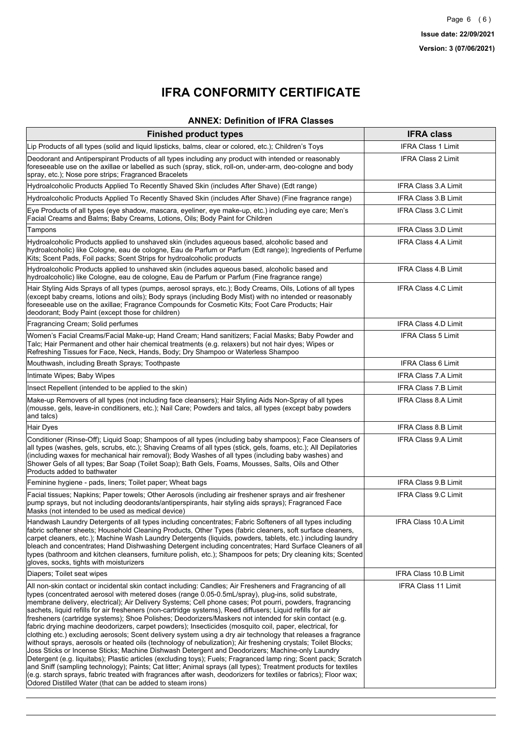Issue date: 22/09/2021

Version: 3 (07/06/2021)

# IFRA CONFORMITY CERTIFICATE

## ANNEX: Definition of IFRA Classes

| Finished product types | IFRA class |
|---|---|
| Lip Products of all types (solid and liquid lipsticks, balms, clear or colored, etc.); Children's Toys | IFRA Class 1 Limit |
| Deodorant and Antiperspirant Products of all types including any product with intended or reasonably foreseeable use on the axillae or labelled as such (spray, stick, roll-on, under-arm, deo-cologne and body spray, etc.); Nose pore strips; Fragranced Bracelets | IFRA Class 2 Limit |
| Hydroalcoholic Products Applied To Recently Shaved Skin (includes After Shave) (Edt range) | IFRA Class 3.A Limit |
| Hydroalcoholic Products Applied To Recently Shaved Skin (includes After Shave) (Fine fragrance range) | IFRA Class 3.B Limit |
| Eye Products of all types (eye shadow, mascara, eyeliner, eye make-up, etc.) including eye care; Men's Facial Creams and Balms; Baby Creams, Lotions, Oils; Body Paint for Children | IFRA Class 3.C Limit |
| Tampons | IFRA Class 3.D Limit |
| Hydroalcoholic Products applied to unshaved skin (includes aqueous based, alcoholic based and hydroalcoholic) like Cologne, eau de cologne, Eau de Parfum or Parfum (Edt range); Ingredients of Perfume Kits; Scent Pads, Foil packs; Scent Strips for hydroalcoholic products | IFRA Class 4.A Limit |
| Hydroalcoholic Products applied to unshaved skin (includes aqueous based, alcoholic based and hydroalcoholic) like Cologne, eau de cologne, Eau de Parfum or Parfum (Fine fragrance range) | IFRA Class 4.B Limit |
| Hair Styling Aids Sprays of all types (pumps, aerosol sprays, etc.); Body Creams, Oils, Lotions of all types (except baby creams, lotions and oils); Body sprays (including Body Mist) with no intended or reasonably foreseeable use on the axillae; Fragrance Compounds for Cosmetic Kits; Foot Care Products; Hair deodorant; Body Paint (except those for children) | IFRA Class 4.C Limit |
| Fragrancing Cream; Solid perfumes | IFRA Class 4.D Limit |
| Women's Facial Creams/Facial Make-up; Hand Cream; Hand sanitizers; Facial Masks; Baby Powder and Talc; Hair Permanent and other hair chemical treatments (e.g. relaxers) but not hair dyes; Wipes or Refreshing Tissues for Face, Neck, Hands, Body; Dry Shampoo or Waterless Shampoo | IFRA Class 5 Limit |
| Mouthwash, including Breath Sprays; Toothpaste | IFRA Class 6 Limit |
| Intimate Wipes; Baby Wipes | IFRA Class 7.A Limit |
| Insect Repellent (intended to be applied to the skin) | IFRA Class 7.B Limit |
| Make-up Removers of all types (not including face cleansers); Hair Styling Aids Non-Spray of all types (mousse, gels, leave-in conditioners, etc.); Nail Care; Powders and talcs, all types (except baby powders and talcs) | IFRA Class 8.A Limit |
| Hair Dyes | IFRA Class 8.B Limit |
| Conditioner (Rinse-Off); Liquid Soap; Shampoos of all types (including baby shampoos); Face Cleansers of all types (washes, gels, scrubs, etc.); Shaving Creams of all types (stick, gels, foams, etc.); All Depilatories (including waxes for mechanical hair removal); Body Washes of all types (including baby washes) and Shower Gels of all types; Bar Soap (Toilet Soap); Bath Gels, Foams, Mousses, Salts, Oils and Other Products added to bathwater | IFRA Class 9.A Limit |
| Feminine hygiene - pads, liners; Toilet paper; Wheat bags | IFRA Class 9.B Limit |
| Facial tissues; Napkins; Paper towels; Other Aerosols (including air freshener sprays and air freshener pump sprays, but not including deodorants/antiperspirants, hair styling aids sprays); Fragranced Face Masks (not intended to be used as medical device) | IFRA Class 9.C Limit |
| Handwash Laundry Detergents of all types including concentrates; Fabric Softeners of all types including fabric softener sheets; Household Cleaning Products, Other Types (fabric cleaners, soft surface cleaners, carpet cleaners, etc.); Machine Wash Laundry Detergents (liquids, powders, tablets, etc.) including laundry bleach and concentrates; Hand Dishwashing Detergent including concentrates; Hard Surface Cleaners of all types (bathroom and kitchen cleansers, furniture polish, etc.); Shampoos for pets; Dry cleaning kits; Scented gloves, socks, tights with moisturizers | IFRA Class 10.A Limit |
| Diapers; Toilet seat wipes | IFRA Class 10.B Limit |
| All non-skin contact or incidental skin contact including: Candles; Air Fresheners and Fragrancing of all types (concentrated aerosol with metered doses (range 0.05-0.5mL/spray), plug-ins, solid substrate, membrane delivery, electrical); Air Delivery Systems; Cell phone cases; Pot pourri, powders, fragrancing sachets, liquid refills for air fresheners (non-cartridge systems), Reed diffusers; Liquid refills for air fresheners (cartridge systems); Shoe Polishes; Deodorizers/Maskers not intended for skin contact (e.g. fabric drying machine deodorizers, carpet powders); Insecticides (mosquito coil, paper, electrical, for clothing etc.) excluding aerosols; Scent delivery system using a dry air technology that releases a fragrance without sprays, aerosols or heated oils (technology of nebulization); Air freshening crystals; Toilet Blocks; Joss Sticks or Incense Sticks; Machine Dishwash Detergent and Deodorizers; Machine-only Laundry Detergent (e.g. liquitabs); Plastic articles (excluding toys); Fuels; Fragranced lamp ring; Scent pack; Scratch and Sniff (sampling technology); Paints; Cat litter; Animal sprays (all types); Treatment products for textiles (e.g. starch sprays, fabric treated with fragrances after wash, deodorizers for textiles or fabrics); Floor wax; Odored Distilled Water (that can be added to steam irons) | IFRA Class 11 Limit |